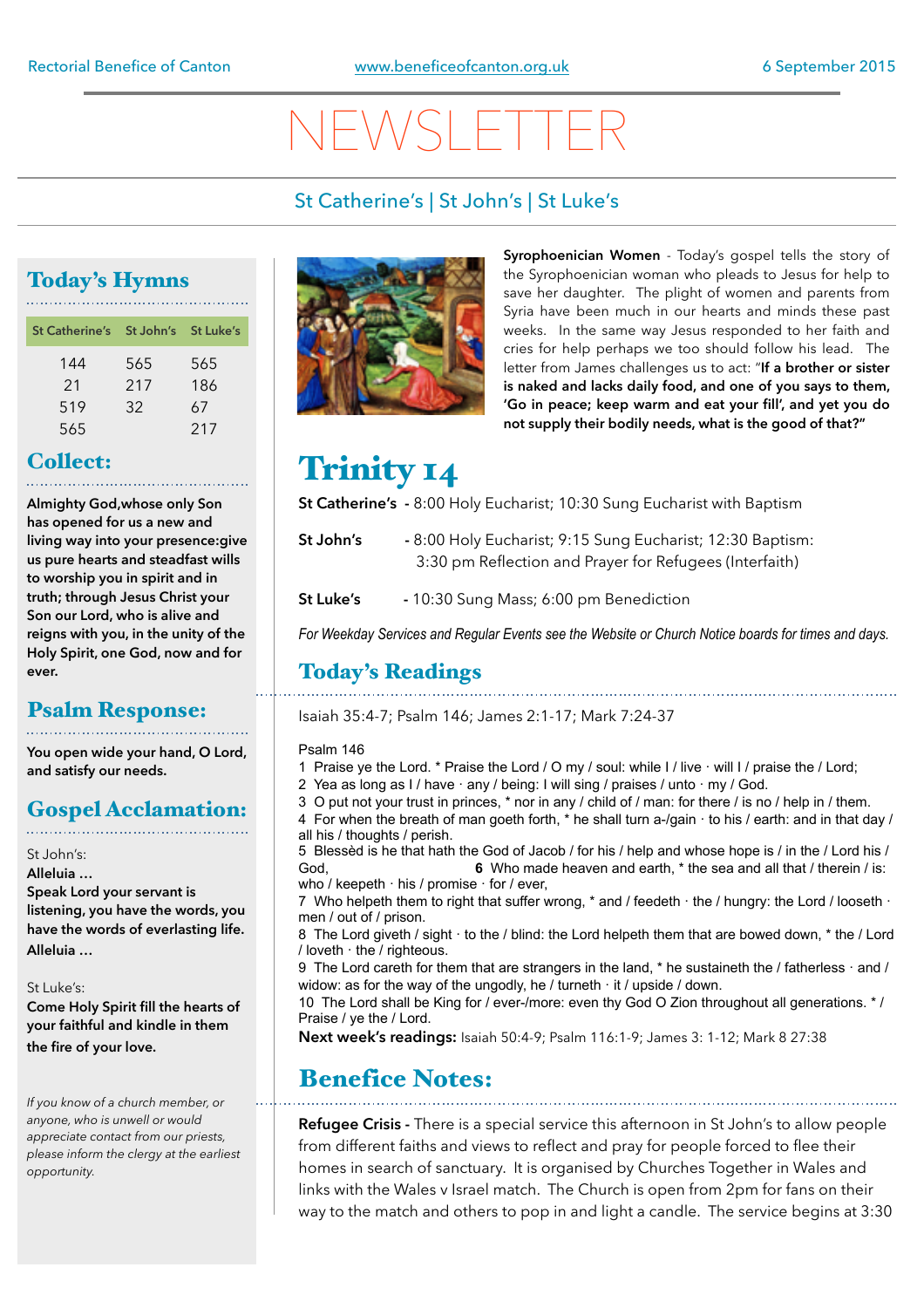Rectorial Benefice of Canton | www.beneficeofcanton.org.uk | 6 September 2015

# NEWSLETTER

St Catherine's | St John's | St Luke's

## Today's Hymns

| St Catherine's | St John's | St Luke's |
|---|---|---|
| 144 | 565 | 565 |
| 21 | 217 | 186 |
| 519 | 32 | 67 |
| 565 | | 217 |

## Collect:

**Almighty God,whose only Son has opened for us a new and living way into your presence:give us pure hearts and steadfast wills to worship you in spirit and in truth; through Jesus Christ your Son our Lord, who is alive and reigns with you, in the unity of the Holy Spirit, one God, now and for ever.**

## Psalm Response:

**You open wide your hand, O Lord, and satisfy our needs.**

## Gospel Acclamation:

St John's:
**Alleluia …**
**Speak Lord your servant is listening, you have the words, you have the words of everlasting life. Alleluia …**

St Luke's:
**Come Holy Spirit fill the hearts of your faithful and kindle in them the fire of your love.**

*If you know of a church member, or anyone, who is unwell or would appreciate contact from our priests, please inform the clergy at the earliest opportunity.*

**Syrophoenician Women** - Today's gospel tells the story of the Syrophoenician woman who pleads to Jesus for help to save her daughter. The plight of women and parents from Syria have been much in our hearts and minds these past weeks. In the same way Jesus responded to her faith and cries for help perhaps we too should follow his lead. The letter from James challenges us to act: "**If a brother or sister is naked and lacks daily food, and one of you says to them, 'Go in peace; keep warm and eat your fill', and yet you do not supply their bodily needs, what is the good of that?"**

# Trinity 14

**St Catherine's** - 8:00 Holy Eucharist; 10:30 Sung Eucharist with Baptism

**St John's** - 8:00 Holy Eucharist; 9:15 Sung Eucharist; 12:30 Baptism: 3:30 pm Reflection and Prayer for Refugees (Interfaith)

**St Luke's** - 10:30 Sung Mass; 6:00 pm Benediction

*For Weekday Services and Regular Events see the Website or Church Notice boards for times and days.*

## Today's Readings

Isaiah 35:4-7; Psalm 146; James 2:1-17; Mark 7:24-37

Psalm 146

1 Praise ye the Lord. * Praise the Lord / O my / soul: while I / live · will I / praise the / Lord;
2 Yea as long as I / have · any / being: I will sing / praises / unto · my / God.
3 O put not your trust in princes, * nor in any / child of / man: for there / is no / help in / them.
4 For when the breath of man goeth forth, * he shall turn a-/gain · to his / earth: and in that day / all his / thoughts / perish.
5 Blessèd is he that hath the God of Jacob / for his / help and whose hope is / in the / Lord his / God, **6** Who made heaven and earth, * the sea and all that / therein / is: who / keepeth · his / promise · for / ever,
7 Who helpeth them to right that suffer wrong, * and / feedeth · the / hungry: the Lord / looseth · men / out of / prison.
8 The Lord giveth / sight · to the / blind: the Lord helpeth them that are bowed down, * the / Lord / loveth · the / righteous.
9 The Lord careth for them that are strangers in the land, * he sustaineth the / fatherless · and / widow: as for the way of the ungodly, he / turneth · it / upside / down.
10 The Lord shall be King for / ever-/more: even thy God O Zion throughout all generations. * / Praise / ye the / Lord.

**Next week's readings:** Isaiah 50:4-9; Psalm 116:1-9; James 3: 1-12; Mark 8 27:38

## Benefice Notes:

**Refugee Crisis -** There is a special service this afternoon in St John's to allow people from different faiths and views to reflect and pray for people forced to flee their homes in search of sanctuary. It is organised by Churches Together in Wales and links with the Wales v Israel match. The Church is open from 2pm for fans on their way to the match and others to pop in and light a candle. The service begins at 3:30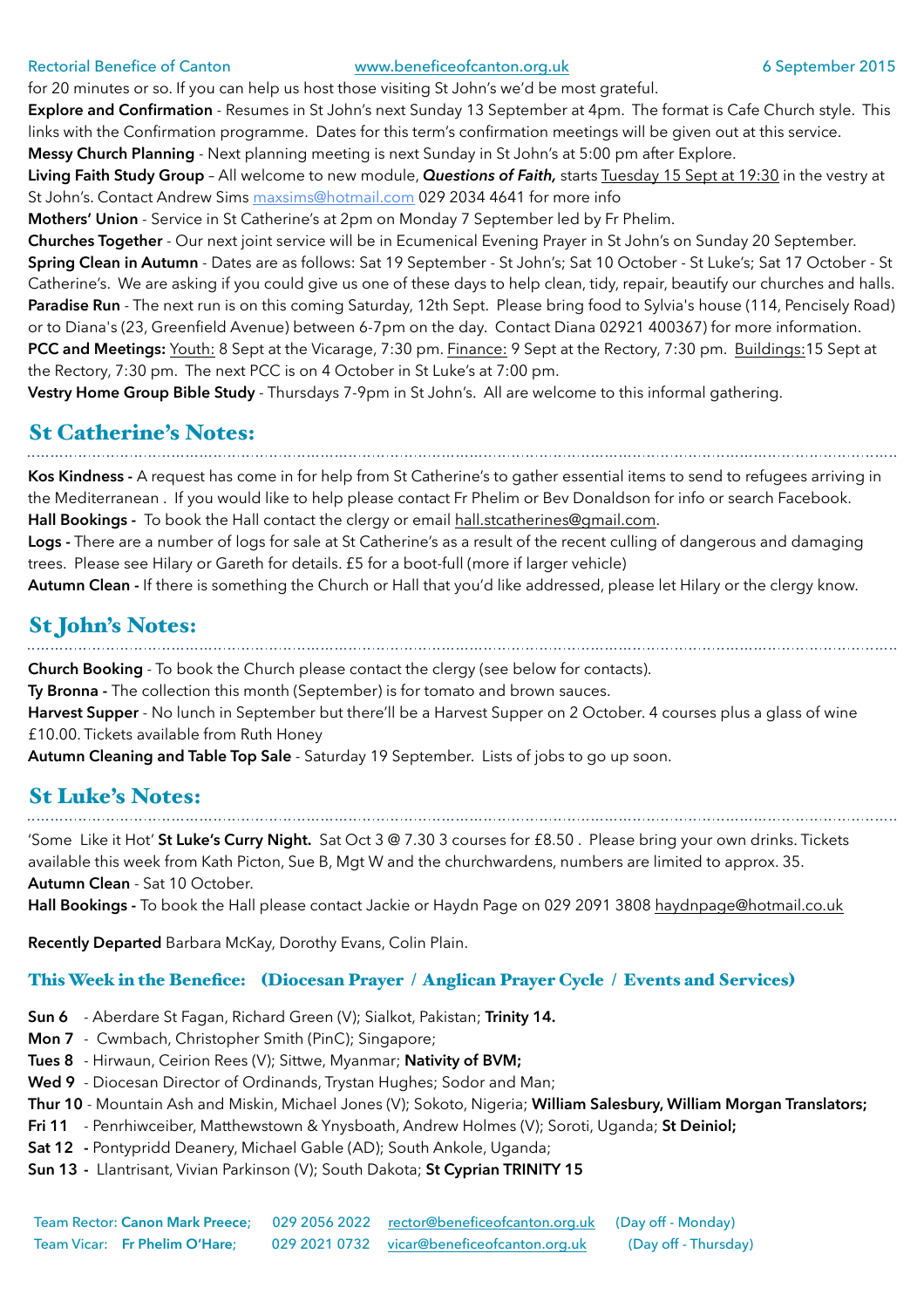for 20 minutes or so. If you can help us host those visiting St John's we'd be most grateful.

**Explore and Confirmation** - Resumes in St John's next Sunday 13 September at 4pm. The format is Cafe Church style. This links with the Confirmation programme. Dates for this term's confirmation meetings will be given out at this service.

**Messy Church Planning** - Next planning meeting is next Sunday in St John's at 5:00 pm after Explore.

**Living Faith Study Group** – All welcome to new module, ***Questions of Faith,*** starts Tuesday 15 Sept at 19:30 in the vestry at St John's. Contact Andrew Sims maxsims@hotmail.com 029 2034 4641 for more info

**Mothers' Union** - Service in St Catherine's at 2pm on Monday 7 September led by Fr Phelim.

**Churches Together** - Our next joint service will be in Ecumenical Evening Prayer in St John's on Sunday 20 September.

**Spring Clean in Autumn** - Dates are as follows: Sat 19 September - St John's; Sat 10 October - St Luke's; Sat 17 October - St Catherine's. We are asking if you could give us one of these days to help clean, tidy, repair, beautify our churches and halls.

**Paradise Run** - The next run is on this coming Saturday, 12th Sept. Please bring food to Sylvia's house (114, Pencisely Road) or to Diana's (23, Greenfield Avenue) between 6-7pm on the day. Contact Diana 02921 400367) for more information.

**PCC and Meetings:** Youth: 8 Sept at the Vicarage, 7:30 pm. Finance: 9 Sept at the Rectory, 7:30 pm. Buildings:15 Sept at the Rectory, 7:30 pm. The next PCC is on 4 October in St Luke's at 7:00 pm.

**Vestry Home Group Bible Study** - Thursdays 7-9pm in St John's. All are welcome to this informal gathering.

## St Catherine's Notes:

**Kos Kindness -** A request has come in for help from St Catherine's to gather essential items to send to refugees arriving in the Mediterranean . If you would like to help please contact Fr Phelim or Bev Donaldson for info or search Facebook.

**Hall Bookings -** To book the Hall contact the clergy or email hall.stcatherines@gmail.com.

**Logs -** There are a number of logs for sale at St Catherine's as a result of the recent culling of dangerous and damaging trees. Please see Hilary or Gareth for details. £5 for a boot-full (more if larger vehicle)

**Autumn Clean -** If there is something the Church or Hall that you'd like addressed, please let Hilary or the clergy know.

## St John's Notes:

**Church Booking** - To book the Church please contact the clergy (see below for contacts).

**Ty Bronna -** The collection this month (September) is for tomato and brown sauces.

**Harvest Supper** - No lunch in September but there'll be a Harvest Supper on 2 October. 4 courses plus a glass of wine £10.00. Tickets available from Ruth Honey

**Autumn Cleaning and Table Top Sale** - Saturday 19 September. Lists of jobs to go up soon.

## St Luke's Notes:

'Some Like it Hot' **St Luke's Curry Night.** Sat Oct 3 @ 7.30 3 courses for £8.50 . Please bring your own drinks. Tickets available this week from Kath Picton, Sue B, Mgt W and the churchwardens, numbers are limited to approx. 35.

**Autumn Clean** - Sat 10 October.

**Hall Bookings -** To book the Hall please contact Jackie or Haydn Page on 029 2091 3808 haydnpage@hotmail.co.uk

**Recently Departed** Barbara McKay, Dorothy Evans, Colin Plain.

### This Week in the Benefice: (Diocesan Prayer / Anglican Prayer Cycle / Events and Services)

**Sun 6** - Aberdare St Fagan, Richard Green (V); Sialkot, Pakistan; **Trinity 14.**

**Mon 7** - Cwmbach, Christopher Smith (PinC); Singapore;

**Tues 8** - Hirwaun, Ceirion Rees (V); Sittwe, Myanmar; **Nativity of BVM;**

**Wed 9** - Diocesan Director of Ordinands, Trystan Hughes; Sodor and Man;

**Thur 10** - Mountain Ash and Miskin, Michael Jones (V); Sokoto, Nigeria; **William Salesbury, William Morgan Translators;**

**Fri 11** - Penrhiwceiber, Matthewstown & Ynysboath, Andrew Holmes (V); Soroti, Uganda; **St Deiniol;**

**Sat 12 -** Pontypridd Deanery, Michael Gable (AD); South Ankole, Uganda;

**Sun 13 -** Llantrisant, Vivian Parkinson (V); South Dakota; **St Cyprian TRINITY 15**

| | | | |
|---|---|---|---|
| Team Rector: **Canon Mark Preece;** | 029 2056 2022 | rector@beneficeofcanton.org.uk | (Day off - Monday) |
| Team Vicar: **Fr Phelim O'Hare;** | 029 2021 0732 | vicar@beneficeofcanton.org.uk | (Day off - Thursday) |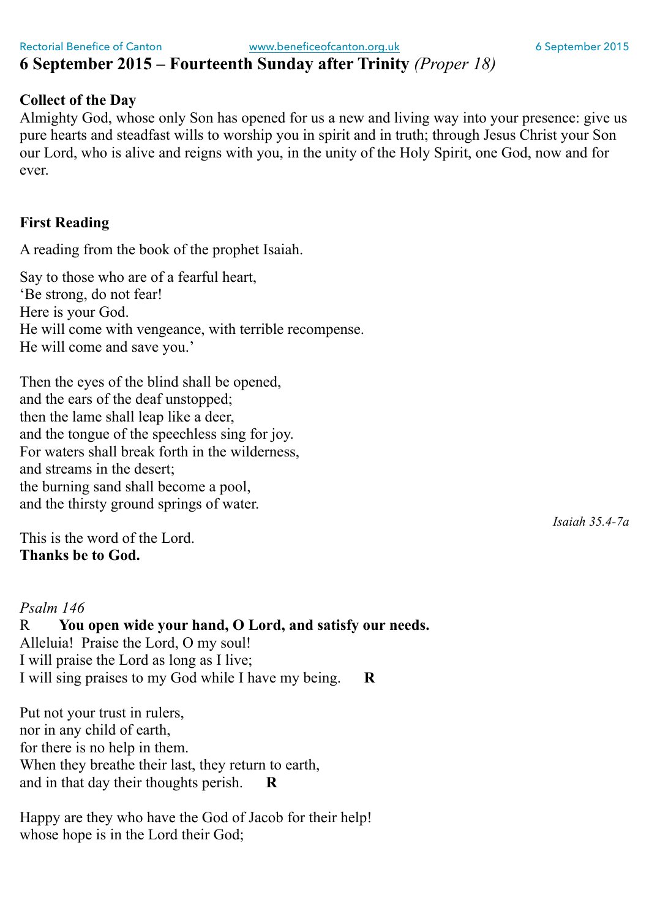# 6 September 2015 – Fourteenth Sunday after Trinity *(Proper 18)*

**Collect of the Day**

Almighty God, whose only Son has opened for us a new and living way into your presence: give us pure hearts and steadfast wills to worship you in spirit and in truth; through Jesus Christ your Son our Lord, who is alive and reigns with you, in the unity of the Holy Spirit, one God, now and for ever.

**First Reading**

A reading from the book of the prophet Isaiah.

Say to those who are of a fearful heart,
'Be strong, do not fear!
Here is your God.
He will come with vengeance, with terrible recompense.
He will come and save you.'

Then the eyes of the blind shall be opened,
and the ears of the deaf unstopped;
then the lame shall leap like a deer,
and the tongue of the speechless sing for joy.
For waters shall break forth in the wilderness,
and streams in the desert;
the burning sand shall become a pool,
and the thirsty ground springs of water.

*Isaiah 35.4-7a*

This is the word of the Lord.
**Thanks be to God.**

*Psalm 146*

R **You open wide your hand, O Lord, and satisfy our needs.**

Alleluia! Praise the Lord, O my soul!
I will praise the Lord as long as I live;
I will sing praises to my God while I have my being. **R**

Put not your trust in rulers,
nor in any child of earth,
for there is no help in them.
When they breathe their last, they return to earth,
and in that day their thoughts perish. **R**

Happy are they who have the God of Jacob for their help!
whose hope is in the Lord their God;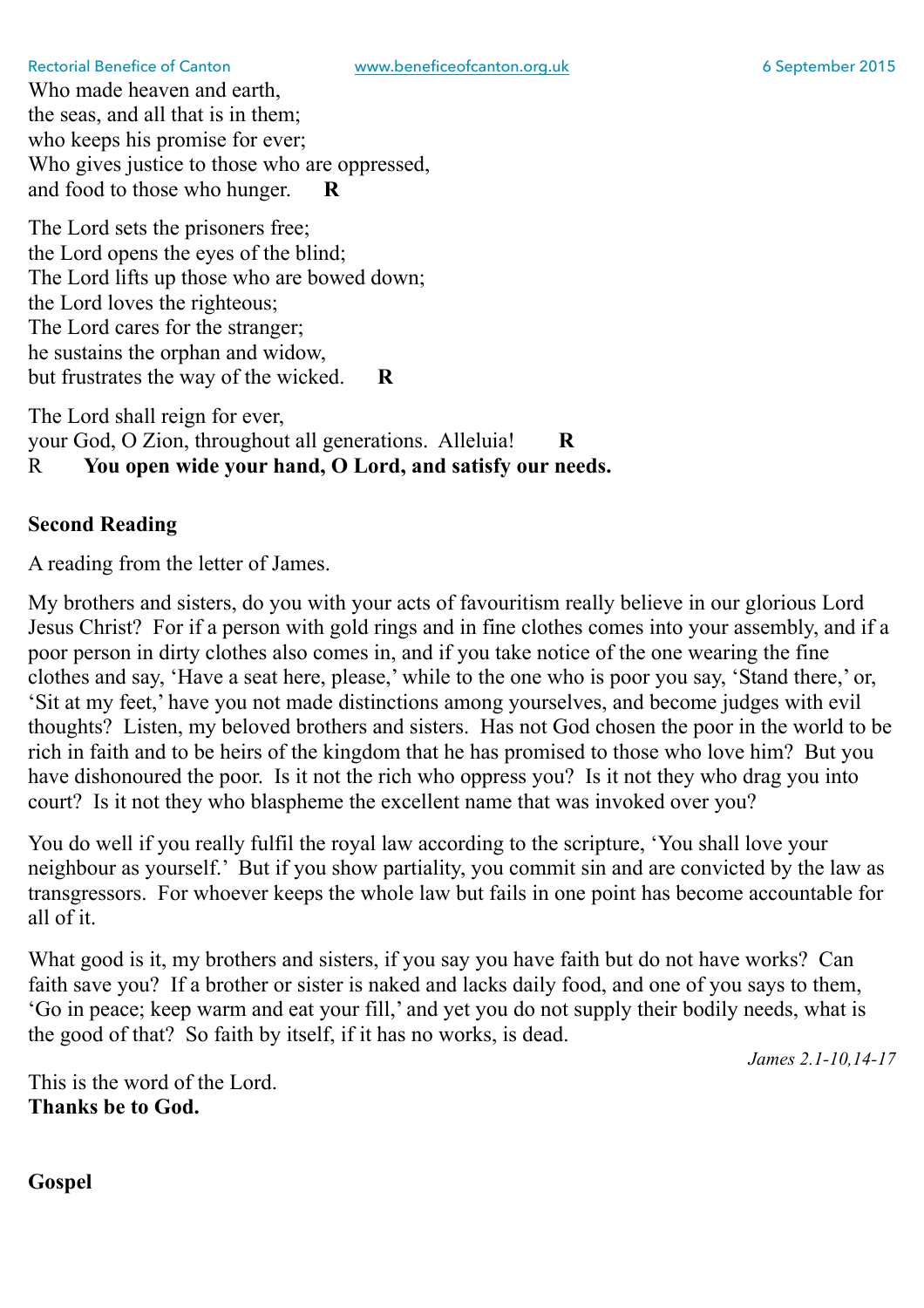Who made heaven and earth,
the seas, and all that is in them;
who keeps his promise for ever;
Who gives justice to those who are oppressed,
and food to those who hunger. **R**

The Lord sets the prisoners free;
the Lord opens the eyes of the blind;
The Lord lifts up those who are bowed down;
the Lord loves the righteous;
The Lord cares for the stranger;
he sustains the orphan and widow,
but frustrates the way of the wicked. **R**

The Lord shall reign for ever,
your God, O Zion, throughout all generations. Alleluia! **R**
R **You open wide your hand, O Lord, and satisfy our needs.**

**Second Reading**

A reading from the letter of James.

My brothers and sisters, do you with your acts of favouritism really believe in our glorious Lord Jesus Christ? For if a person with gold rings and in fine clothes comes into your assembly, and if a poor person in dirty clothes also comes in, and if you take notice of the one wearing the fine clothes and say, 'Have a seat here, please,' while to the one who is poor you say, 'Stand there,' or, 'Sit at my feet,' have you not made distinctions among yourselves, and become judges with evil thoughts? Listen, my beloved brothers and sisters. Has not God chosen the poor in the world to be rich in faith and to be heirs of the kingdom that he has promised to those who love him? But you have dishonoured the poor. Is it not the rich who oppress you? Is it not they who drag you into court? Is it not they who blaspheme the excellent name that was invoked over you?

You do well if you really fulfil the royal law according to the scripture, 'You shall love your neighbour as yourself.' But if you show partiality, you commit sin and are convicted by the law as transgressors. For whoever keeps the whole law but fails in one point has become accountable for all of it.

What good is it, my brothers and sisters, if you say you have faith but do not have works? Can faith save you? If a brother or sister is naked and lacks daily food, and one of you says to them, 'Go in peace; keep warm and eat your fill,' and yet you do not supply their bodily needs, what is the good of that? So faith by itself, if it has no works, is dead.

*James 2.1-10,14-17*

This is the word of the Lord.
**Thanks be to God.**

**Gospel**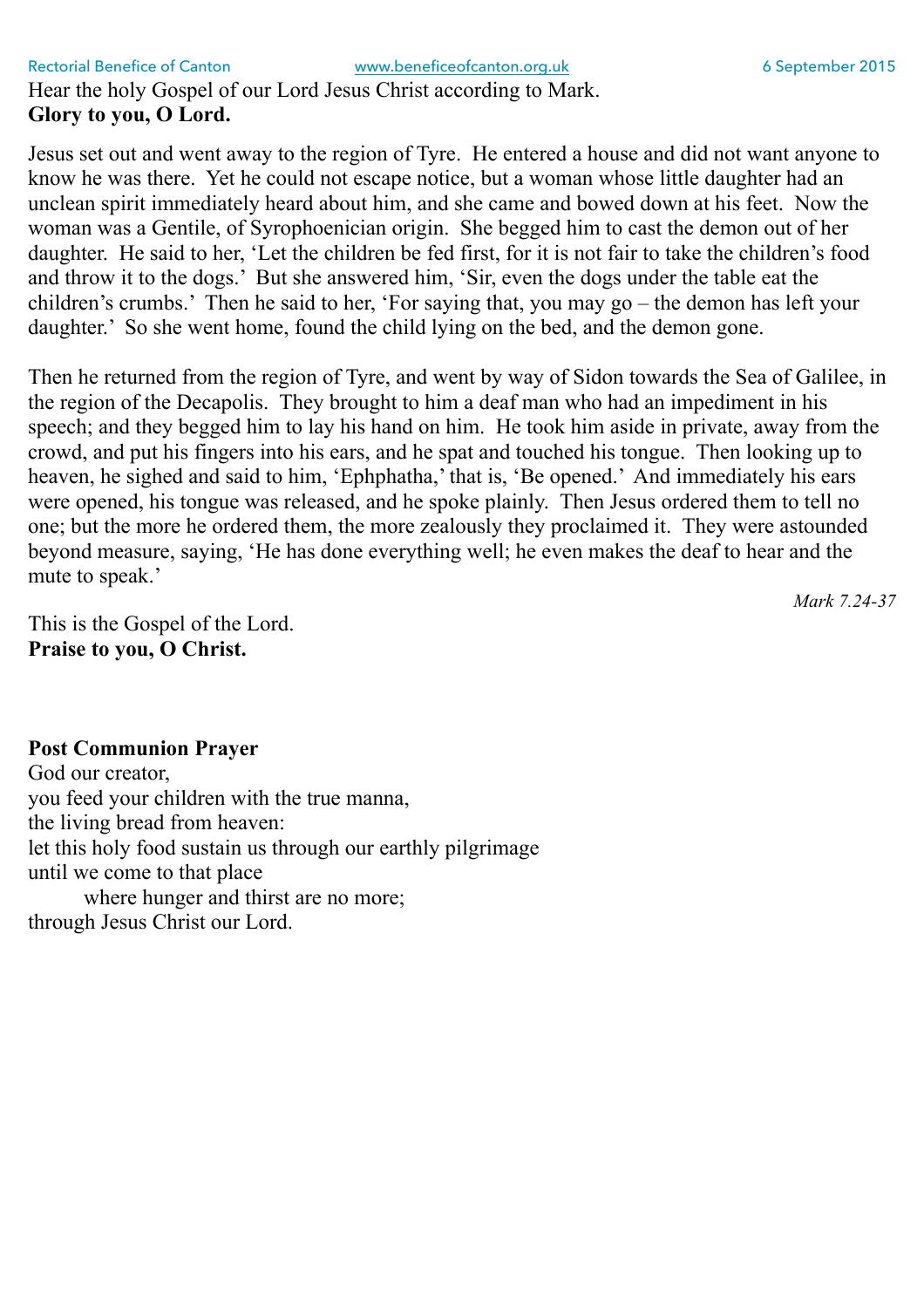Hear the holy Gospel of our Lord Jesus Christ according to Mark.
**Glory to you, O Lord.**

Jesus set out and went away to the region of Tyre. He entered a house and did not want anyone to know he was there. Yet he could not escape notice, but a woman whose little daughter had an unclean spirit immediately heard about him, and she came and bowed down at his feet. Now the woman was a Gentile, of Syrophoenician origin. She begged him to cast the demon out of her daughter. He said to her, 'Let the children be fed first, for it is not fair to take the children's food and throw it to the dogs.' But she answered him, 'Sir, even the dogs under the table eat the children's crumbs.' Then he said to her, 'For saying that, you may go – the demon has left your daughter.' So she went home, found the child lying on the bed, and the demon gone.

Then he returned from the region of Tyre, and went by way of Sidon towards the Sea of Galilee, in the region of the Decapolis. They brought to him a deaf man who had an impediment in his speech; and they begged him to lay his hand on him. He took him aside in private, away from the crowd, and put his fingers into his ears, and he spat and touched his tongue. Then looking up to heaven, he sighed and said to him, 'Ephphatha,' that is, 'Be opened.' And immediately his ears were opened, his tongue was released, and he spoke plainly. Then Jesus ordered them to tell no one; but the more he ordered them, the more zealously they proclaimed it. They were astounded beyond measure, saying, 'He has done everything well; he even makes the deaf to hear and the mute to speak.'

*Mark 7.24-37*

This is the Gospel of the Lord.
**Praise to you, O Christ.**

**Post Communion Prayer**

God our creator,
you feed your children with the true manna,
the living bread from heaven:
let this holy food sustain us through our earthly pilgrimage
until we come to that place
where hunger and thirst are no more;
through Jesus Christ our Lord.